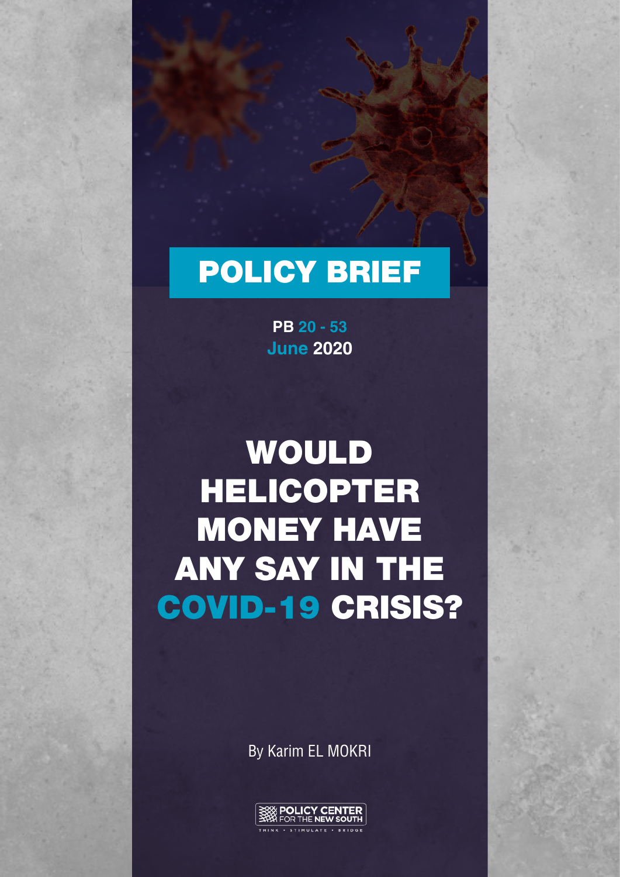# POLICY BRIEF

**PB 20 - 53**
**June 2020**

# WOULD HELICOPTER MONEY HAVE ANY SAY IN THE COVID-19 CRISIS?

By Karim EL MOKRI

POLICY CENTER FOR THE NEW SOUTH

THINK • STIMULATE • BRIDGE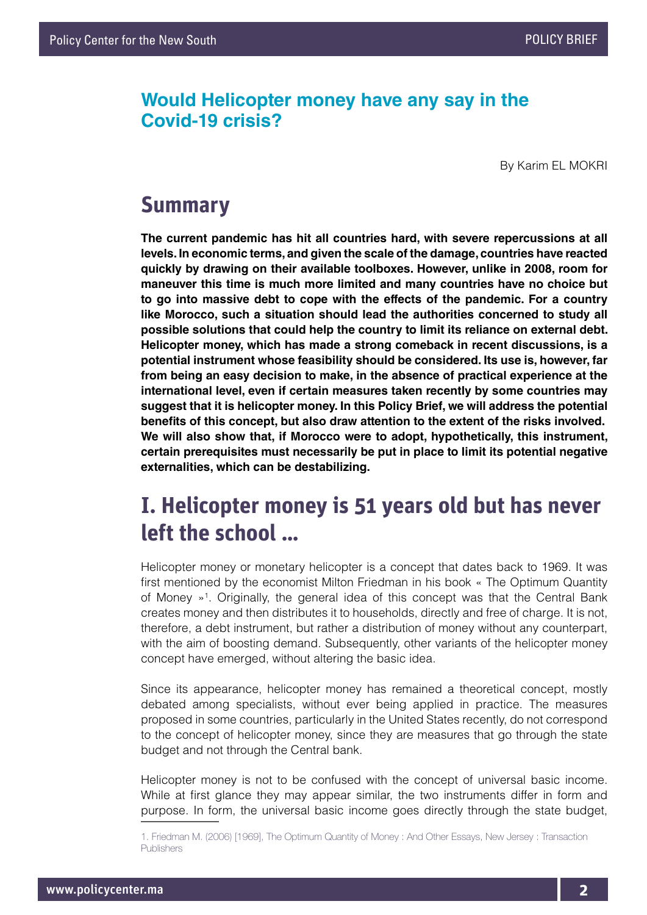# Would Helicopter money have any say in the Covid-19 crisis?

By Karim EL MOKRI

## Summary

**The current pandemic has hit all countries hard, with severe repercussions at all levels. In economic terms, and given the scale of the damage, countries have reacted quickly by drawing on their available toolboxes. However, unlike in 2008, room for maneuver this time is much more limited and many countries have no choice but to go into massive debt to cope with the effects of the pandemic. For a country like Morocco, such a situation should lead the authorities concerned to study all possible solutions that could help the country to limit its reliance on external debt. Helicopter money, which has made a strong comeback in recent discussions, is a potential instrument whose feasibility should be considered. Its use is, however, far from being an easy decision to make, in the absence of practical experience at the international level, even if certain measures taken recently by some countries may suggest that it is helicopter money. In this Policy Brief, we will address the potential benefits of this concept, but also draw attention to the extent of the risks involved. We will also show that, if Morocco were to adopt, hypothetically, this instrument, certain prerequisites must necessarily be put in place to limit its potential negative externalities, which can be destabilizing.**

## I. Helicopter money is 51 years old but has never left the school ...

Helicopter money or monetary helicopter is a concept that dates back to 1969. It was first mentioned by the economist Milton Friedman in his book « The Optimum Quantity of Money »[1]. Originally, the general idea of this concept was that the Central Bank creates money and then distributes it to households, directly and free of charge. It is not, therefore, a debt instrument, but rather a distribution of money without any counterpart, with the aim of boosting demand. Subsequently, other variants of the helicopter money concept have emerged, without altering the basic idea.

Since its appearance, helicopter money has remained a theoretical concept, mostly debated among specialists, without ever being applied in practice. The measures proposed in some countries, particularly in the United States recently, do not correspond to the concept of helicopter money, since they are measures that go through the state budget and not through the Central bank.

Helicopter money is not to be confused with the concept of universal basic income. While at first glance they may appear similar, the two instruments differ in form and purpose. In form, the universal basic income goes directly through the state budget,

1. Friedman M. (2006) [1969], The Optimum Quantity of Money : And Other Essays, New Jersey : Transaction Publishers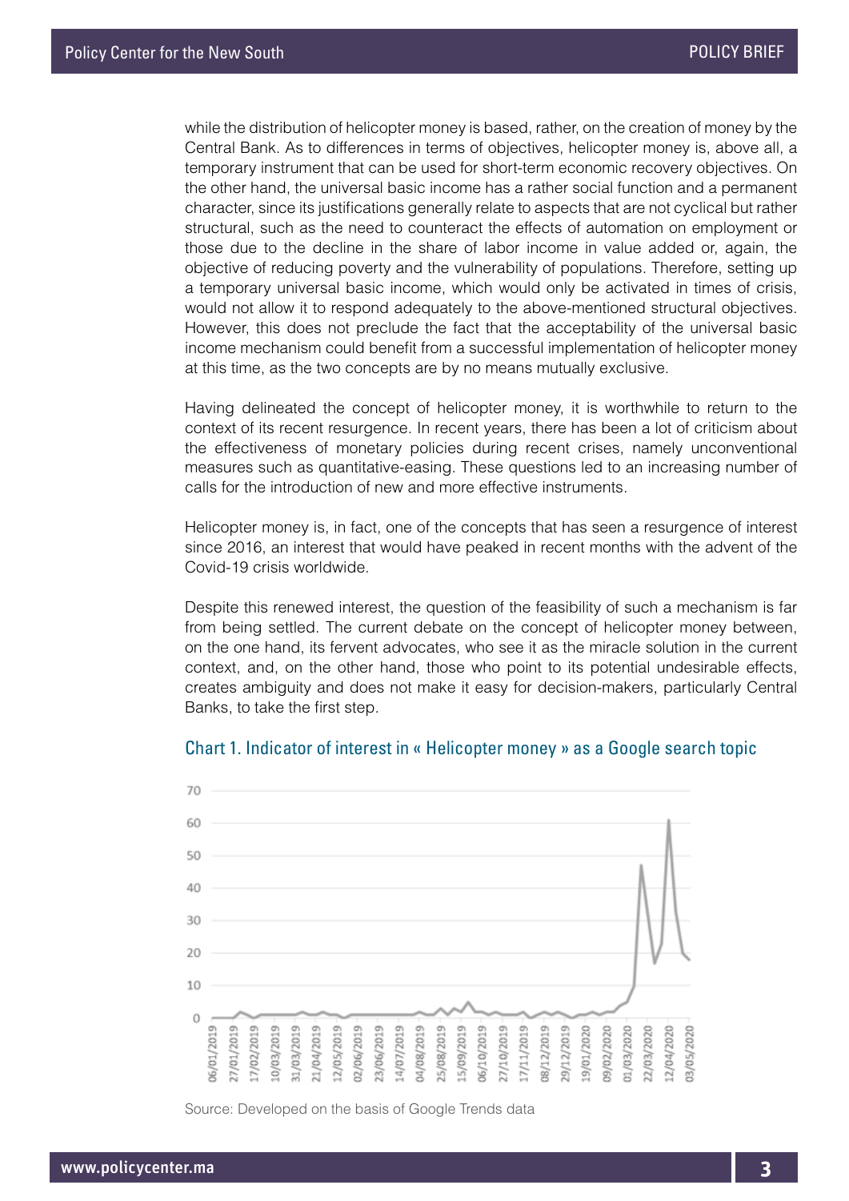while the distribution of helicopter money is based, rather, on the creation of money by the Central Bank. As to differences in terms of objectives, helicopter money is, above all, a temporary instrument that can be used for short-term economic recovery objectives. On the other hand, the universal basic income has a rather social function and a permanent character, since its justifications generally relate to aspects that are not cyclical but rather structural, such as the need to counteract the effects of automation on employment or those due to the decline in the share of labor income in value added or, again, the objective of reducing poverty and the vulnerability of populations. Therefore, setting up a temporary universal basic income, which would only be activated in times of crisis, would not allow it to respond adequately to the above-mentioned structural objectives. However, this does not preclude the fact that the acceptability of the universal basic income mechanism could benefit from a successful implementation of helicopter money at this time, as the two concepts are by no means mutually exclusive.

Having delineated the concept of helicopter money, it is worthwhile to return to the context of its recent resurgence. In recent years, there has been a lot of criticism about the effectiveness of monetary policies during recent crises, namely unconventional measures such as quantitative-easing. These questions led to an increasing number of calls for the introduction of new and more effective instruments.

Helicopter money is, in fact, one of the concepts that has seen a resurgence of interest since 2016, an interest that would have peaked in recent months with the advent of the Covid-19 crisis worldwide.

Despite this renewed interest, the question of the feasibility of such a mechanism is far from being settled. The current debate on the concept of helicopter money between, on the one hand, its fervent advocates, who see it as the miracle solution in the current context, and, on the other hand, those who point to its potential undesirable effects, creates ambiguity and does not make it easy for decision-makers, particularly Central Banks, to take the first step.

### Chart 1. Indicator of interest in « Helicopter money » as a Google search topic

Source: Developed on the basis of Google Trends data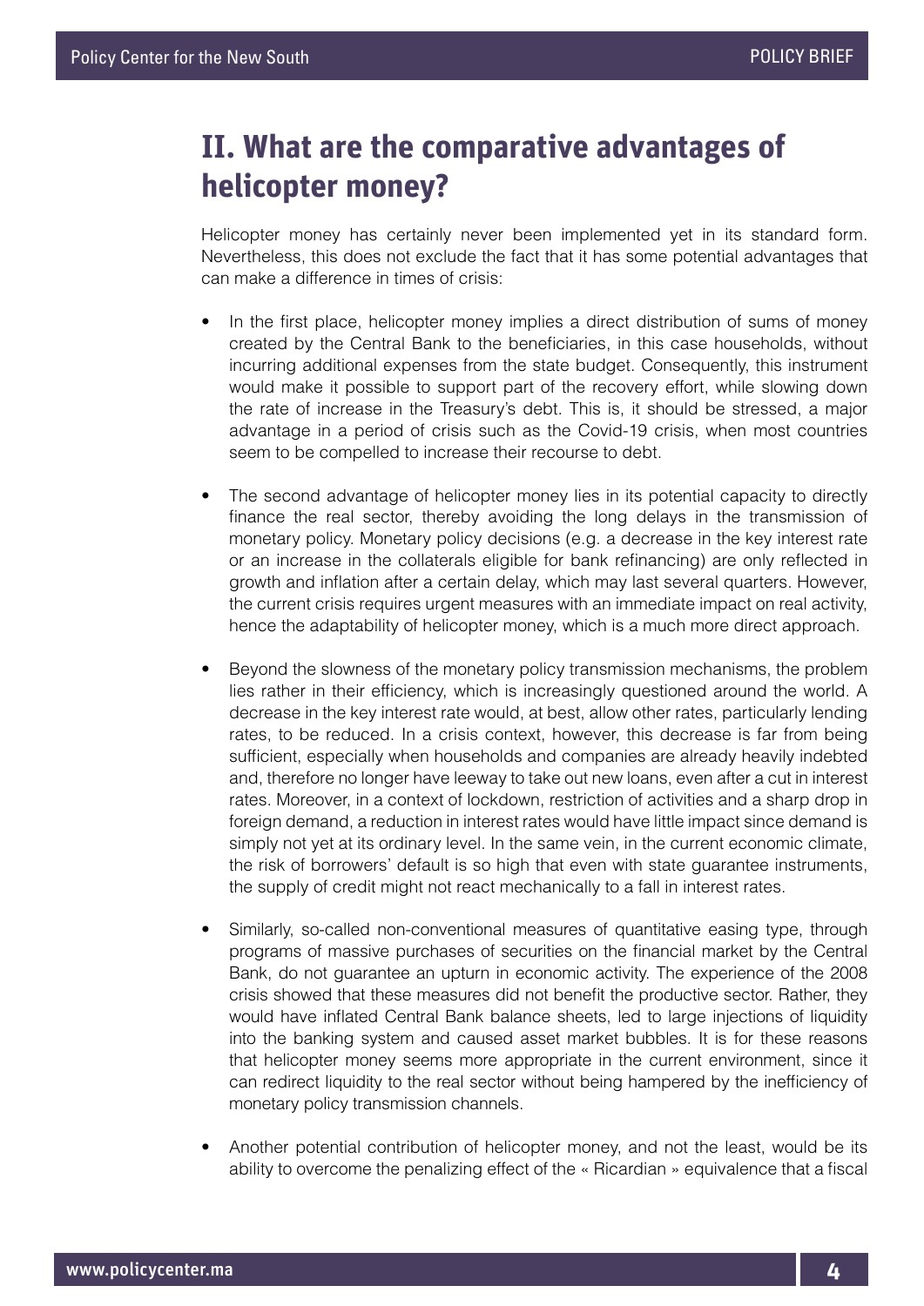## II. What are the comparative advantages of helicopter money?

Helicopter money has certainly never been implemented yet in its standard form. Nevertheless, this does not exclude the fact that it has some potential advantages that can make a difference in times of crisis:

- In the first place, helicopter money implies a direct distribution of sums of money created by the Central Bank to the beneficiaries, in this case households, without incurring additional expenses from the state budget. Consequently, this instrument would make it possible to support part of the recovery effort, while slowing down the rate of increase in the Treasury's debt. This is, it should be stressed, a major advantage in a period of crisis such as the Covid-19 crisis, when most countries seem to be compelled to increase their recourse to debt.

- The second advantage of helicopter money lies in its potential capacity to directly finance the real sector, thereby avoiding the long delays in the transmission of monetary policy. Monetary policy decisions (e.g. a decrease in the key interest rate or an increase in the collaterals eligible for bank refinancing) are only reflected in growth and inflation after a certain delay, which may last several quarters. However, the current crisis requires urgent measures with an immediate impact on real activity, hence the adaptability of helicopter money, which is a much more direct approach.

- Beyond the slowness of the monetary policy transmission mechanisms, the problem lies rather in their efficiency, which is increasingly questioned around the world. A decrease in the key interest rate would, at best, allow other rates, particularly lending rates, to be reduced. In a crisis context, however, this decrease is far from being sufficient, especially when households and companies are already heavily indebted and, therefore no longer have leeway to take out new loans, even after a cut in interest rates. Moreover, in a context of lockdown, restriction of activities and a sharp drop in foreign demand, a reduction in interest rates would have little impact since demand is simply not yet at its ordinary level. In the same vein, in the current economic climate, the risk of borrowers' default is so high that even with state guarantee instruments, the supply of credit might not react mechanically to a fall in interest rates.

- Similarly, so-called non-conventional measures of quantitative easing type, through programs of massive purchases of securities on the financial market by the Central Bank, do not guarantee an upturn in economic activity. The experience of the 2008 crisis showed that these measures did not benefit the productive sector. Rather, they would have inflated Central Bank balance sheets, led to large injections of liquidity into the banking system and caused asset market bubbles. It is for these reasons that helicopter money seems more appropriate in the current environment, since it can redirect liquidity to the real sector without being hampered by the inefficiency of monetary policy transmission channels.

- Another potential contribution of helicopter money, and not the least, would be its ability to overcome the penalizing effect of the « Ricardian » equivalence that a fiscal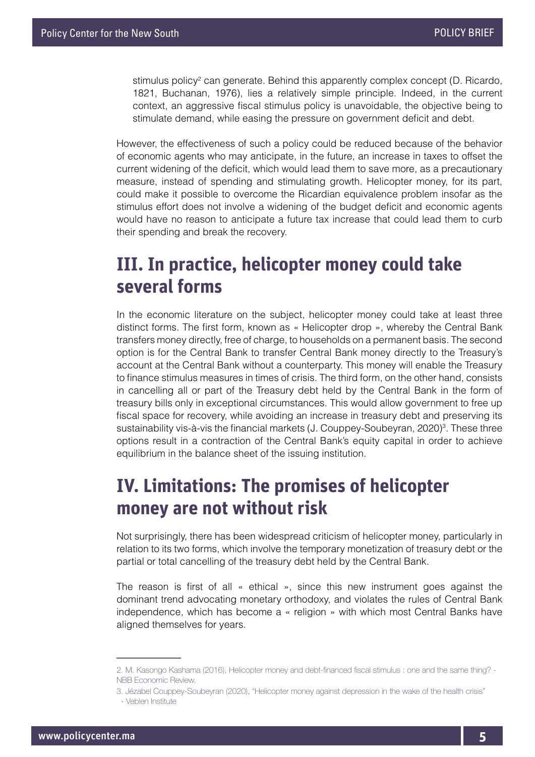stimulus policy[2] can generate. Behind this apparently complex concept (D. Ricardo, 1821, Buchanan, 1976), lies a relatively simple principle. Indeed, in the current context, an aggressive fiscal stimulus policy is unavoidable, the objective being to stimulate demand, while easing the pressure on government deficit and debt.

However, the effectiveness of such a policy could be reduced because of the behavior of economic agents who may anticipate, in the future, an increase in taxes to offset the current widening of the deficit, which would lead them to save more, as a precautionary measure, instead of spending and stimulating growth. Helicopter money, for its part, could make it possible to overcome the Ricardian equivalence problem insofar as the stimulus effort does not involve a widening of the budget deficit and economic agents would have no reason to anticipate a future tax increase that could lead them to curb their spending and break the recovery.

## III. In practice, helicopter money could take several forms

In the economic literature on the subject, helicopter money could take at least three distinct forms. The first form, known as « Helicopter drop », whereby the Central Bank transfers money directly, free of charge, to households on a permanent basis. The second option is for the Central Bank to transfer Central Bank money directly to the Treasury's account at the Central Bank without a counterparty. This money will enable the Treasury to finance stimulus measures in times of crisis. The third form, on the other hand, consists in cancelling all or part of the Treasury debt held by the Central Bank in the form of treasury bills only in exceptional circumstances. This would allow government to free up fiscal space for recovery, while avoiding an increase in treasury debt and preserving its sustainability vis-à-vis the financial markets (J. Couppey-Soubeyran, 2020)[3]. These three options result in a contraction of the Central Bank's equity capital in order to achieve equilibrium in the balance sheet of the issuing institution.

## IV. Limitations: The promises of helicopter money are not without risk

Not surprisingly, there has been widespread criticism of helicopter money, particularly in relation to its two forms, which involve the temporary monetization of treasury debt or the partial or total cancelling of the treasury debt held by the Central Bank.

The reason is first of all « ethical », since this new instrument goes against the dominant trend advocating monetary orthodoxy, and violates the rules of Central Bank independence, which has become a « religion » with which most Central Banks have aligned themselves for years.

---

2. M. Kasongo Kashama (2016), Helicopter money and debt-financed fiscal stimulus : one and the same thing? - NBB Economic Review.

3. Jézabel Couppey-Soubeyran (2020), "Helicopter money against depression in the wake of the health crisis" - Veblen Institute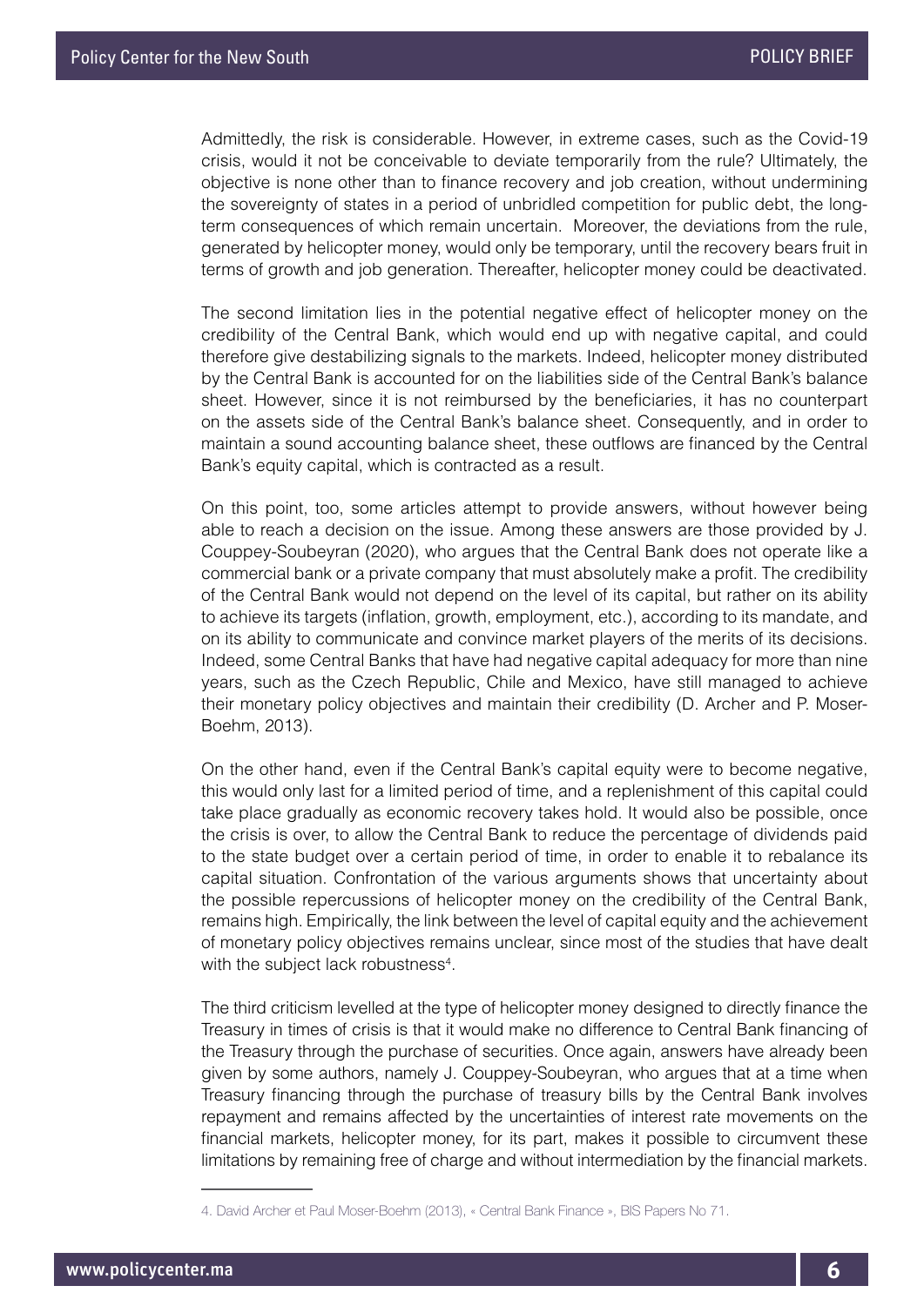Admittedly, the risk is considerable. However, in extreme cases, such as the Covid-19 crisis, would it not be conceivable to deviate temporarily from the rule? Ultimately, the objective is none other than to finance recovery and job creation, without undermining the sovereignty of states in a period of unbridled competition for public debt, the long-term consequences of which remain uncertain. Moreover, the deviations from the rule, generated by helicopter money, would only be temporary, until the recovery bears fruit in terms of growth and job generation. Thereafter, helicopter money could be deactivated.

The second limitation lies in the potential negative effect of helicopter money on the credibility of the Central Bank, which would end up with negative capital, and could therefore give destabilizing signals to the markets. Indeed, helicopter money distributed by the Central Bank is accounted for on the liabilities side of the Central Bank's balance sheet. However, since it is not reimbursed by the beneficiaries, it has no counterpart on the assets side of the Central Bank's balance sheet. Consequently, and in order to maintain a sound accounting balance sheet, these outflows are financed by the Central Bank's equity capital, which is contracted as a result.

On this point, too, some articles attempt to provide answers, without however being able to reach a decision on the issue. Among these answers are those provided by J. Couppey-Soubeyran (2020), who argues that the Central Bank does not operate like a commercial bank or a private company that must absolutely make a profit. The credibility of the Central Bank would not depend on the level of its capital, but rather on its ability to achieve its targets (inflation, growth, employment, etc.), according to its mandate, and on its ability to communicate and convince market players of the merits of its decisions. Indeed, some Central Banks that have had negative capital adequacy for more than nine years, such as the Czech Republic, Chile and Mexico, have still managed to achieve their monetary policy objectives and maintain their credibility (D. Archer and P. Moser-Boehm, 2013).

On the other hand, even if the Central Bank's capital equity were to become negative, this would only last for a limited period of time, and a replenishment of this capital could take place gradually as economic recovery takes hold. It would also be possible, once the crisis is over, to allow the Central Bank to reduce the percentage of dividends paid to the state budget over a certain period of time, in order to enable it to rebalance its capital situation. Confrontation of the various arguments shows that uncertainty about the possible repercussions of helicopter money on the credibility of the Central Bank, remains high. Empirically, the link between the level of capital equity and the achievement of monetary policy objectives remains unclear, since most of the studies that have dealt with the subject lack robustness[4].

The third criticism levelled at the type of helicopter money designed to directly finance the Treasury in times of crisis is that it would make no difference to Central Bank financing of the Treasury through the purchase of securities. Once again, answers have already been given by some authors, namely J. Couppey-Soubeyran, who argues that at a time when Treasury financing through the purchase of treasury bills by the Central Bank involves repayment and remains affected by the uncertainties of interest rate movements on the financial markets, helicopter money, for its part, makes it possible to circumvent these limitations by remaining free of charge and without intermediation by the financial markets.

---

4. David Archer et Paul Moser-Boehm (2013), « Central Bank Finance », BIS Papers No 71.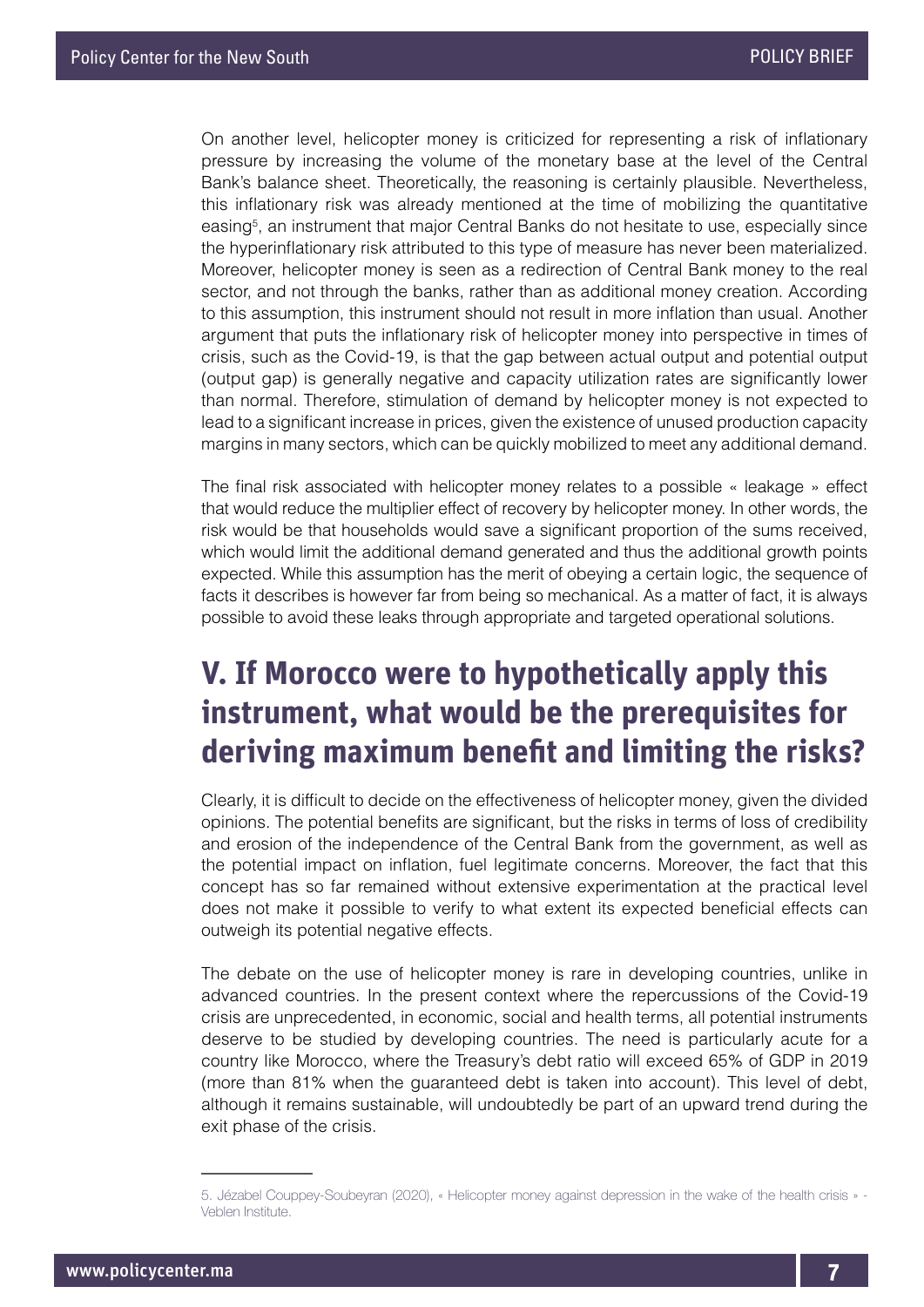On another level, helicopter money is criticized for representing a risk of inflationary pressure by increasing the volume of the monetary base at the level of the Central Bank's balance sheet. Theoretically, the reasoning is certainly plausible. Nevertheless, this inflationary risk was already mentioned at the time of mobilizing the quantitative easing[5], an instrument that major Central Banks do not hesitate to use, especially since the hyperinflationary risk attributed to this type of measure has never been materialized. Moreover, helicopter money is seen as a redirection of Central Bank money to the real sector, and not through the banks, rather than as additional money creation. According to this assumption, this instrument should not result in more inflation than usual. Another argument that puts the inflationary risk of helicopter money into perspective in times of crisis, such as the Covid-19, is that the gap between actual output and potential output (output gap) is generally negative and capacity utilization rates are significantly lower than normal. Therefore, stimulation of demand by helicopter money is not expected to lead to a significant increase in prices, given the existence of unused production capacity margins in many sectors, which can be quickly mobilized to meet any additional demand.

The final risk associated with helicopter money relates to a possible « leakage » effect that would reduce the multiplier effect of recovery by helicopter money. In other words, the risk would be that households would save a significant proportion of the sums received, which would limit the additional demand generated and thus the additional growth points expected. While this assumption has the merit of obeying a certain logic, the sequence of facts it describes is however far from being so mechanical. As a matter of fact, it is always possible to avoid these leaks through appropriate and targeted operational solutions.

## V. If Morocco were to hypothetically apply this instrument, what would be the prerequisites for deriving maximum benefit and limiting the risks?

Clearly, it is difficult to decide on the effectiveness of helicopter money, given the divided opinions. The potential benefits are significant, but the risks in terms of loss of credibility and erosion of the independence of the Central Bank from the government, as well as the potential impact on inflation, fuel legitimate concerns. Moreover, the fact that this concept has so far remained without extensive experimentation at the practical level does not make it possible to verify to what extent its expected beneficial effects can outweigh its potential negative effects.

The debate on the use of helicopter money is rare in developing countries, unlike in advanced countries. In the present context where the repercussions of the Covid-19 crisis are unprecedented, in economic, social and health terms, all potential instruments deserve to be studied by developing countries. The need is particularly acute for a country like Morocco, where the Treasury's debt ratio will exceed 65% of GDP in 2019 (more than 81% when the guaranteed debt is taken into account). This level of debt, although it remains sustainable, will undoubtedly be part of an upward trend during the exit phase of the crisis.

---

5. Jézabel Couppey-Soubeyran (2020), « Helicopter money against depression in the wake of the health crisis » - Veblen Institute.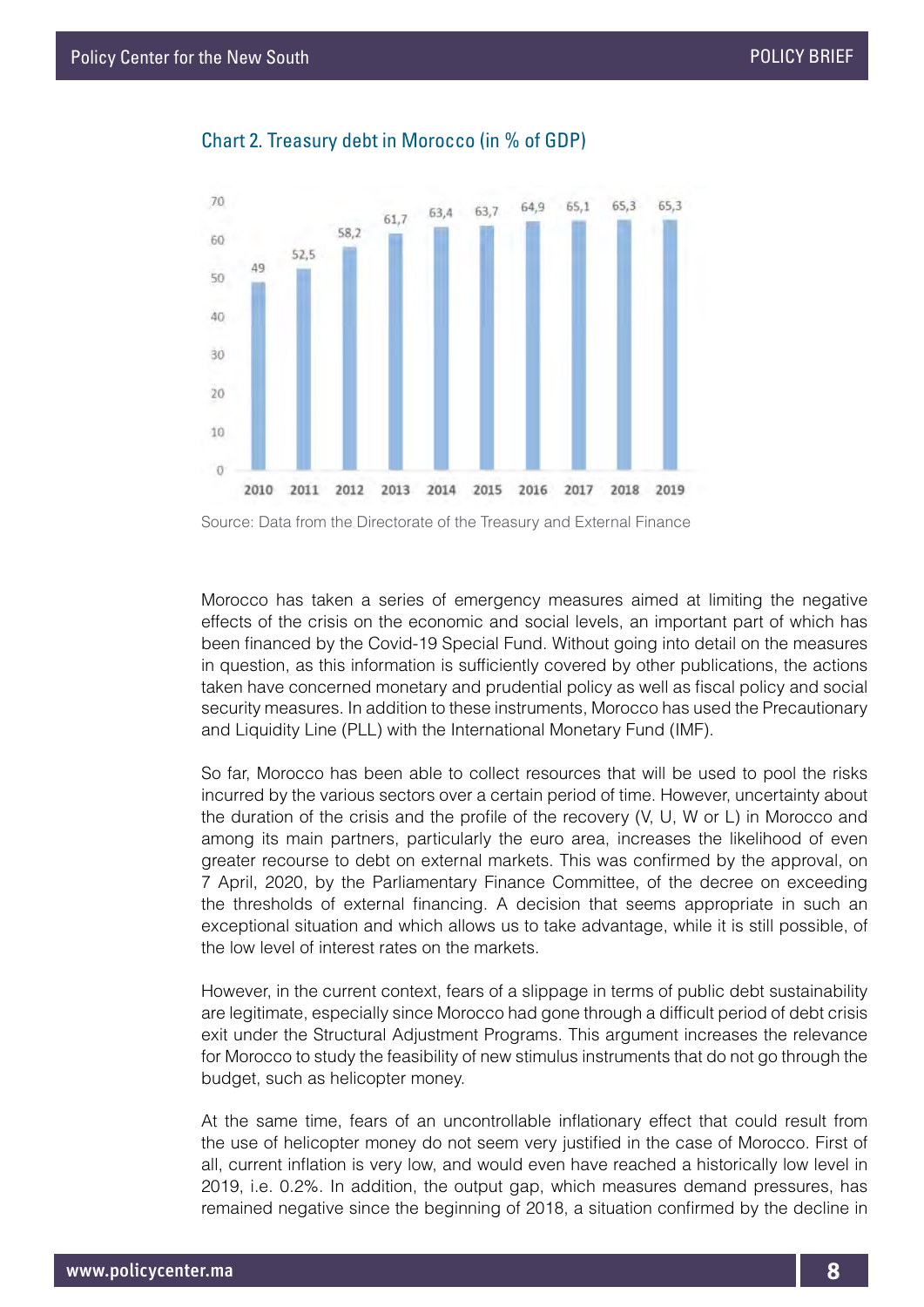Chart 2. Treasury debt in Morocco (in % of GDP)

| Year | Treasury debt (% of GDP) |
|---|---|
| 2010 | 49 |
| 2011 | 52,5 |
| 2012 | 58,2 |
| 2013 | 61,7 |
| 2014 | 63,4 |
| 2015 | 63,7 |
| 2016 | 64,9 |
| 2017 | 65,1 |
| 2018 | 65,3 |
| 2019 | 65,3 |

Source: Data from the Directorate of the Treasury and External Finance

Morocco has taken a series of emergency measures aimed at limiting the negative effects of the crisis on the economic and social levels, an important part of which has been financed by the Covid-19 Special Fund. Without going into detail on the measures in question, as this information is sufficiently covered by other publications, the actions taken have concerned monetary and prudential policy as well as fiscal policy and social security measures. In addition to these instruments, Morocco has used the Precautionary and Liquidity Line (PLL) with the International Monetary Fund (IMF).

So far, Morocco has been able to collect resources that will be used to pool the risks incurred by the various sectors over a certain period of time. However, uncertainty about the duration of the crisis and the profile of the recovery (V, U, W or L) in Morocco and among its main partners, particularly the euro area, increases the likelihood of even greater recourse to debt on external markets. This was confirmed by the approval, on 7 April, 2020, by the Parliamentary Finance Committee, of the decree on exceeding the thresholds of external financing. A decision that seems appropriate in such an exceptional situation and which allows us to take advantage, while it is still possible, of the low level of interest rates on the markets.

However, in the current context, fears of a slippage in terms of public debt sustainability are legitimate, especially since Morocco had gone through a difficult period of debt crisis exit under the Structural Adjustment Programs. This argument increases the relevance for Morocco to study the feasibility of new stimulus instruments that do not go through the budget, such as helicopter money.

At the same time, fears of an uncontrollable inflationary effect that could result from the use of helicopter money do not seem very justified in the case of Morocco. First of all, current inflation is very low, and would even have reached a historically low level in 2019, i.e. 0.2%. In addition, the output gap, which measures demand pressures, has remained negative since the beginning of 2018, a situation confirmed by the decline in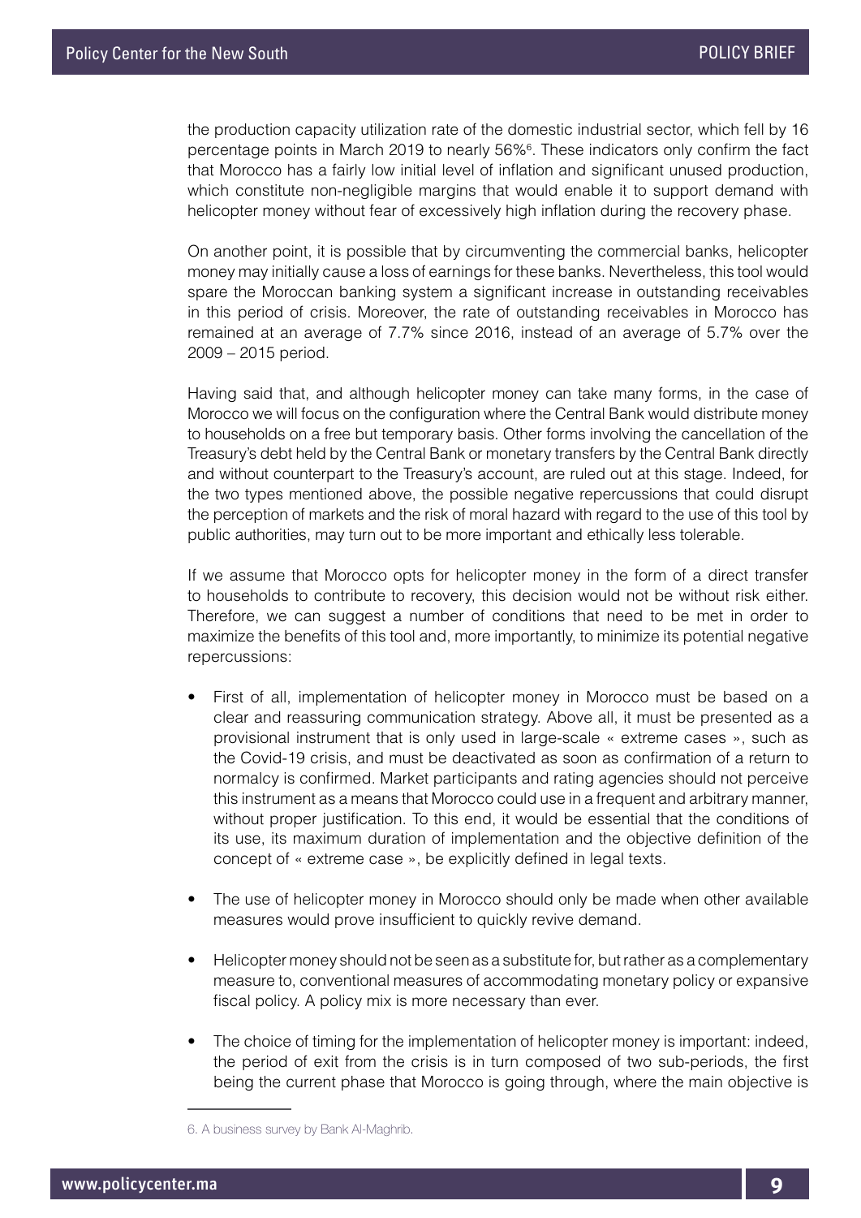the production capacity utilization rate of the domestic industrial sector, which fell by 16 percentage points in March 2019 to nearly 56%[6]. These indicators only confirm the fact that Morocco has a fairly low initial level of inflation and significant unused production, which constitute non-negligible margins that would enable it to support demand with helicopter money without fear of excessively high inflation during the recovery phase.

On another point, it is possible that by circumventing the commercial banks, helicopter money may initially cause a loss of earnings for these banks. Nevertheless, this tool would spare the Moroccan banking system a significant increase in outstanding receivables in this period of crisis. Moreover, the rate of outstanding receivables in Morocco has remained at an average of 7.7% since 2016, instead of an average of 5.7% over the 2009 – 2015 period.

Having said that, and although helicopter money can take many forms, in the case of Morocco we will focus on the configuration where the Central Bank would distribute money to households on a free but temporary basis. Other forms involving the cancellation of the Treasury's debt held by the Central Bank or monetary transfers by the Central Bank directly and without counterpart to the Treasury's account, are ruled out at this stage. Indeed, for the two types mentioned above, the possible negative repercussions that could disrupt the perception of markets and the risk of moral hazard with regard to the use of this tool by public authorities, may turn out to be more important and ethically less tolerable.

If we assume that Morocco opts for helicopter money in the form of a direct transfer to households to contribute to recovery, this decision would not be without risk either. Therefore, we can suggest a number of conditions that need to be met in order to maximize the benefits of this tool and, more importantly, to minimize its potential negative repercussions:

- First of all, implementation of helicopter money in Morocco must be based on a clear and reassuring communication strategy. Above all, it must be presented as a provisional instrument that is only used in large-scale « extreme cases », such as the Covid-19 crisis, and must be deactivated as soon as confirmation of a return to normalcy is confirmed. Market participants and rating agencies should not perceive this instrument as a means that Morocco could use in a frequent and arbitrary manner, without proper justification. To this end, it would be essential that the conditions of its use, its maximum duration of implementation and the objective definition of the concept of « extreme case », be explicitly defined in legal texts.

- The use of helicopter money in Morocco should only be made when other available measures would prove insufficient to quickly revive demand.

- Helicopter money should not be seen as a substitute for, but rather as a complementary measure to, conventional measures of accommodating monetary policy or expansive fiscal policy. A policy mix is more necessary than ever.

- The choice of timing for the implementation of helicopter money is important: indeed, the period of exit from the crisis is in turn composed of two sub-periods, the first being the current phase that Morocco is going through, where the main objective is

6. A business survey by Bank Al-Maghrib.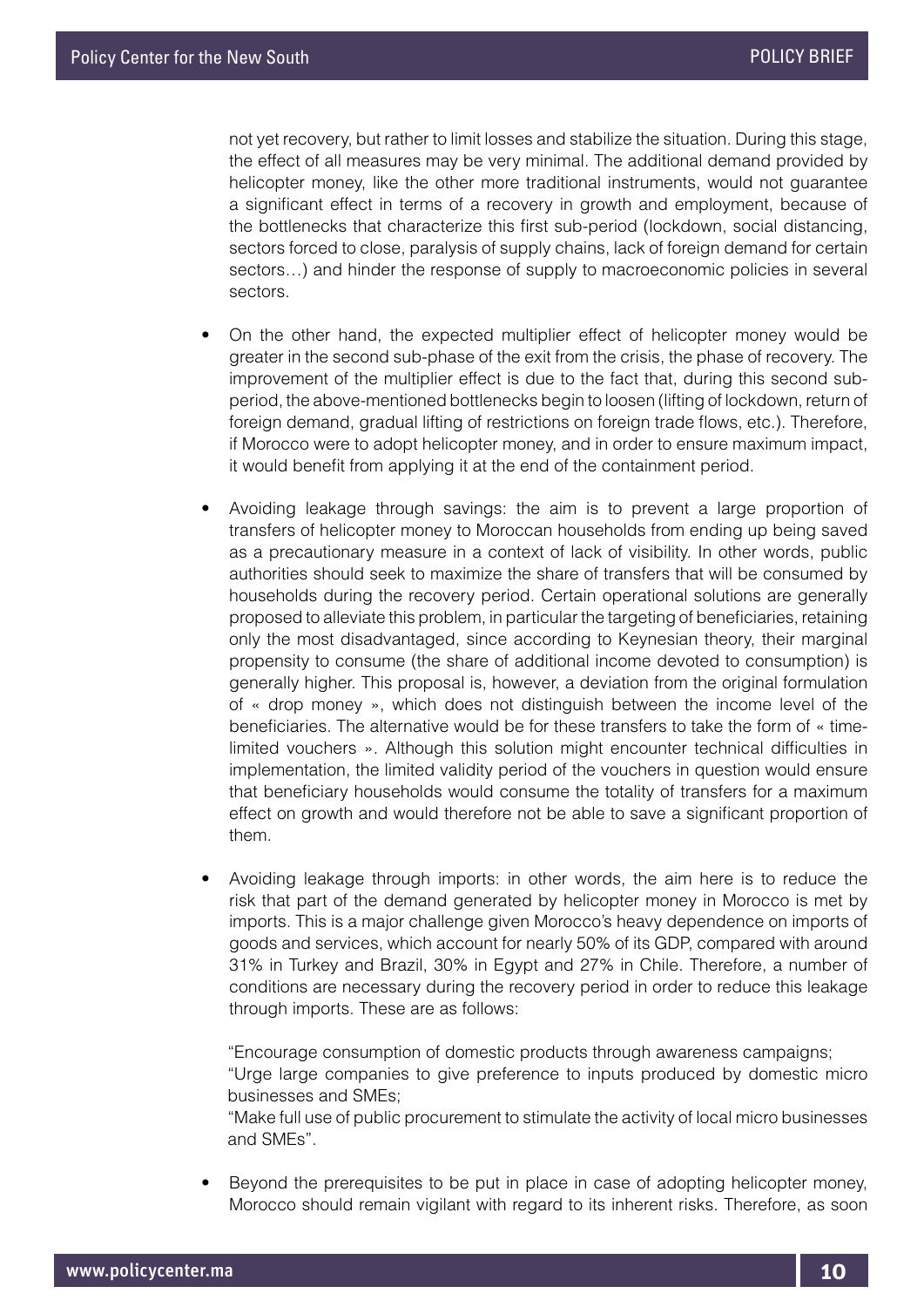not yet recovery, but rather to limit losses and stabilize the situation. During this stage, the effect of all measures may be very minimal. The additional demand provided by helicopter money, like the other more traditional instruments, would not guarantee a significant effect in terms of a recovery in growth and employment, because of the bottlenecks that characterize this first sub-period (lockdown, social distancing, sectors forced to close, paralysis of supply chains, lack of foreign demand for certain sectors…) and hinder the response of supply to macroeconomic policies in several sectors.

- On the other hand, the expected multiplier effect of helicopter money would be greater in the second sub-phase of the exit from the crisis, the phase of recovery. The improvement of the multiplier effect is due to the fact that, during this second sub-period, the above-mentioned bottlenecks begin to loosen (lifting of lockdown, return of foreign demand, gradual lifting of restrictions on foreign trade flows, etc.). Therefore, if Morocco were to adopt helicopter money, and in order to ensure maximum impact, it would benefit from applying it at the end of the containment period.

- Avoiding leakage through savings: the aim is to prevent a large proportion of transfers of helicopter money to Moroccan households from ending up being saved as a precautionary measure in a context of lack of visibility. In other words, public authorities should seek to maximize the share of transfers that will be consumed by households during the recovery period. Certain operational solutions are generally proposed to alleviate this problem, in particular the targeting of beneficiaries, retaining only the most disadvantaged, since according to Keynesian theory, their marginal propensity to consume (the share of additional income devoted to consumption) is generally higher. This proposal is, however, a deviation from the original formulation of « drop money », which does not distinguish between the income level of the beneficiaries. The alternative would be for these transfers to take the form of « time-limited vouchers ». Although this solution might encounter technical difficulties in implementation, the limited validity period of the vouchers in question would ensure that beneficiary households would consume the totality of transfers for a maximum effect on growth and would therefore not be able to save a significant proportion of them.

- Avoiding leakage through imports: in other words, the aim here is to reduce the risk that part of the demand generated by helicopter money in Morocco is met by imports. This is a major challenge given Morocco's heavy dependence on imports of goods and services, which account for nearly 50% of its GDP, compared with around 31% in Turkey and Brazil, 30% in Egypt and 27% in Chile. Therefore, a number of conditions are necessary during the recovery period in order to reduce this leakage through imports. These are as follows:

  "Encourage consumption of domestic products through awareness campaigns;
  "Urge large companies to give preference to inputs produced by domestic micro businesses and SMEs;
  "Make full use of public procurement to stimulate the activity of local micro businesses and SMEs".

- Beyond the prerequisites to be put in place in case of adopting helicopter money, Morocco should remain vigilant with regard to its inherent risks. Therefore, as soon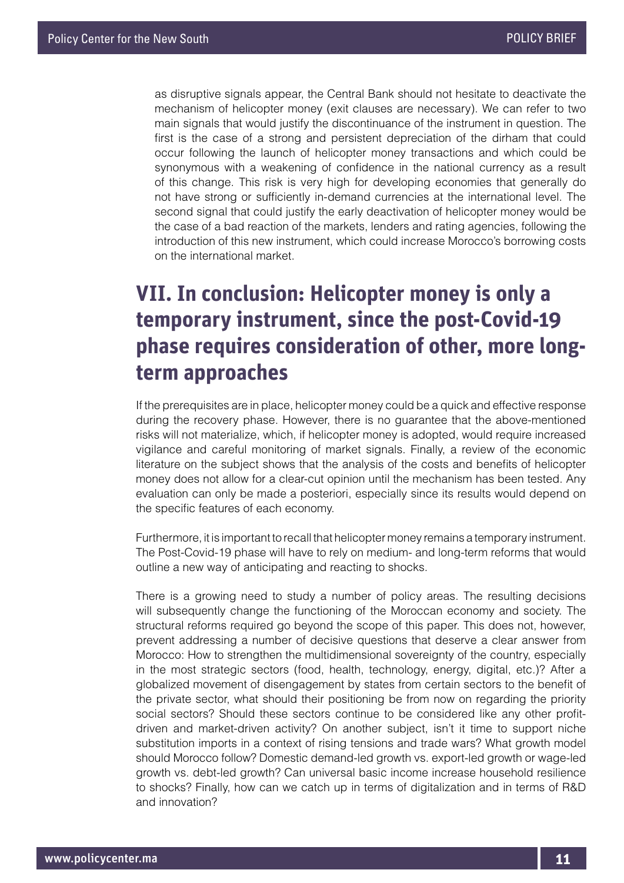as disruptive signals appear, the Central Bank should not hesitate to deactivate the mechanism of helicopter money (exit clauses are necessary). We can refer to two main signals that would justify the discontinuance of the instrument in question. The first is the case of a strong and persistent depreciation of the dirham that could occur following the launch of helicopter money transactions and which could be synonymous with a weakening of confidence in the national currency as a result of this change. This risk is very high for developing economies that generally do not have strong or sufficiently in-demand currencies at the international level. The second signal that could justify the early deactivation of helicopter money would be the case of a bad reaction of the markets, lenders and rating agencies, following the introduction of this new instrument, which could increase Morocco's borrowing costs on the international market.

## VII. In conclusion: Helicopter money is only a temporary instrument, since the post-Covid-19 phase requires consideration of other, more long-term approaches

If the prerequisites are in place, helicopter money could be a quick and effective response during the recovery phase. However, there is no guarantee that the above-mentioned risks will not materialize, which, if helicopter money is adopted, would require increased vigilance and careful monitoring of market signals. Finally, a review of the economic literature on the subject shows that the analysis of the costs and benefits of helicopter money does not allow for a clear-cut opinion until the mechanism has been tested. Any evaluation can only be made a posteriori, especially since its results would depend on the specific features of each economy.

Furthermore, it is important to recall that helicopter money remains a temporary instrument. The Post-Covid-19 phase will have to rely on medium- and long-term reforms that would outline a new way of anticipating and reacting to shocks.

There is a growing need to study a number of policy areas. The resulting decisions will subsequently change the functioning of the Moroccan economy and society. The structural reforms required go beyond the scope of this paper. This does not, however, prevent addressing a number of decisive questions that deserve a clear answer from Morocco: How to strengthen the multidimensional sovereignty of the country, especially in the most strategic sectors (food, health, technology, energy, digital, etc.)? After a globalized movement of disengagement by states from certain sectors to the benefit of the private sector, what should their positioning be from now on regarding the priority social sectors? Should these sectors continue to be considered like any other profit-driven and market-driven activity? On another subject, isn't it time to support niche substitution imports in a context of rising tensions and trade wars? What growth model should Morocco follow? Domestic demand-led growth vs. export-led growth or wage-led growth vs. debt-led growth? Can universal basic income increase household resilience to shocks? Finally, how can we catch up in terms of digitalization and in terms of R&D and innovation?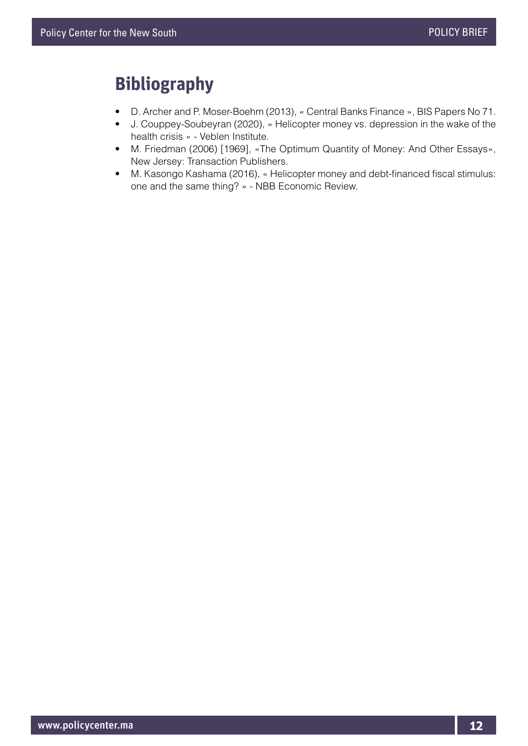# Bibliography

- D. Archer and P. Moser-Boehm (2013), « Central Banks Finance », BIS Papers No 71.
- J. Couppey-Soubeyran (2020), « Helicopter money vs. depression in the wake of the health crisis » - Veblen Institute.
- M. Friedman (2006) [1969], «The Optimum Quantity of Money: And Other Essays», New Jersey: Transaction Publishers.
- M. Kasongo Kashama (2016), « Helicopter money and debt-financed fiscal stimulus: one and the same thing? » - NBB Economic Review.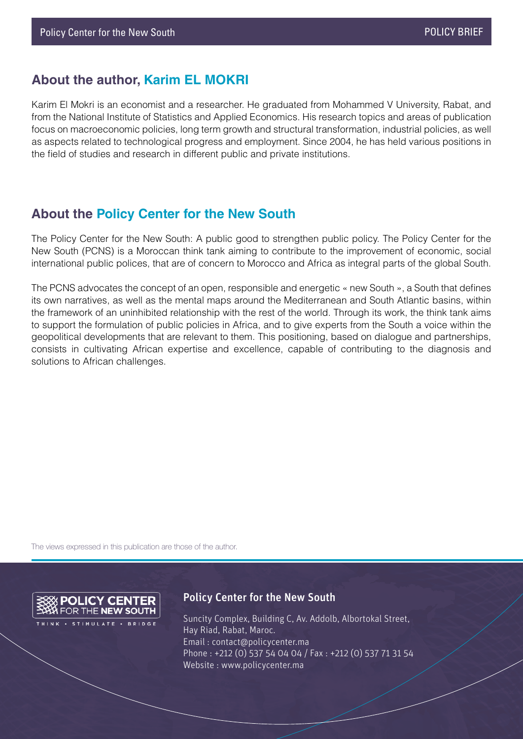## About the author, Karim EL MOKRI

Karim El Mokri is an economist and a researcher. He graduated from Mohammed V University, Rabat, and from the National Institute of Statistics and Applied Economics. His research topics and areas of publication focus on macroeconomic policies, long term growth and structural transformation, industrial policies, as well as aspects related to technological progress and employment. Since 2004, he has held various positions in the field of studies and research in different public and private institutions.

## About the Policy Center for the New South

The Policy Center for the New South: A public good to strengthen public policy. The Policy Center for the New South (PCNS) is a Moroccan think tank aiming to contribute to the improvement of economic, social international public polices, that are of concern to Morocco and Africa as integral parts of the global South.

The PCNS advocates the concept of an open, responsible and energetic « new South », a South that defines its own narratives, as well as the mental maps around the Mediterranean and South Atlantic basins, within the framework of an uninhibited relationship with the rest of the world. Through its work, the think tank aims to support the formulation of public policies in Africa, and to give experts from the South a voice within the geopolitical developments that are relevant to them. This positioning, based on dialogue and partnerships, consists in cultivating African expertise and excellence, capable of contributing to the diagnosis and solutions to African challenges.

The views expressed in this publication are those of the author.

POLICY CENTER FOR THE NEW SOUTH

THINK • STIMULATE • BRIDGE

**Policy Center for the New South**

Suncity Complex, Building C, Av. Addolb, Albortokal Street,
Hay Riad, Rabat, Maroc.
Email : contact@policycenter.ma
Phone : +212 (0) 537 54 04 04 / Fax : +212 (0) 537 71 31 54
Website : www.policycenter.ma